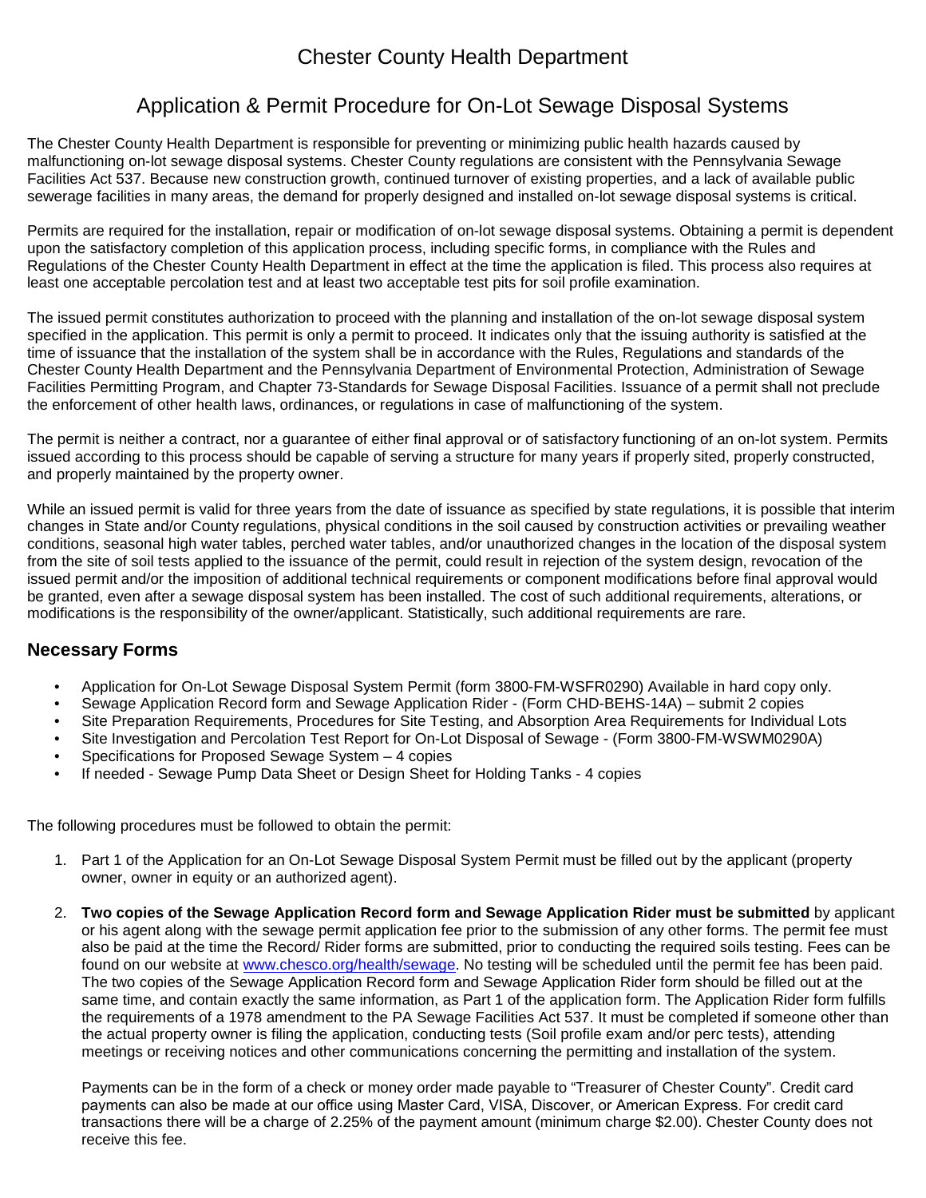# Chester County Health Department

## Application & Permit Procedure for On-Lot Sewage Disposal Systems

The Chester County Health Department is responsible for preventing or minimizing public health hazards caused by malfunctioning on-lot sewage disposal systems. Chester County regulations are consistent with the Pennsylvania Sewage Facilities Act 537. Because new construction growth, continued turnover of existing properties, and a lack of available public sewerage facilities in many areas, the demand for properly designed and installed on-lot sewage disposal systems is critical.

Permits are required for the installation, repair or modification of on-lot sewage disposal systems. Obtaining a permit is dependent upon the satisfactory completion of this application process, including specific forms, in compliance with the Rules and Regulations of the Chester County Health Department in effect at the time the application is filed. This process also requires at least one acceptable percolation test and at least two acceptable test pits for soil profile examination.

The issued permit constitutes authorization to proceed with the planning and installation of the on-lot sewage disposal system specified in the application. This permit is only a permit to proceed. It indicates only that the issuing authority is satisfied at the time of issuance that the installation of the system shall be in accordance with the Rules, Regulations and standards of the Chester County Health Department and the Pennsylvania Department of Environmental Protection, Administration of Sewage Facilities Permitting Program, and Chapter 73-Standards for Sewage Disposal Facilities. Issuance of a permit shall not preclude the enforcement of other health laws, ordinances, or regulations in case of malfunctioning of the system.

The permit is neither a contract, nor a guarantee of either final approval or of satisfactory functioning of an on-lot system. Permits issued according to this process should be capable of serving a structure for many years if properly sited, properly constructed, and properly maintained by the property owner.

While an issued permit is valid for three years from the date of issuance as specified by state regulations, it is possible that interim changes in State and/or County regulations, physical conditions in the soil caused by construction activities or prevailing weather conditions, seasonal high water tables, perched water tables, and/or unauthorized changes in the location of the disposal system from the site of soil tests applied to the issuance of the permit, could result in rejection of the system design, revocation of the issued permit and/or the imposition of additional technical requirements or component modifications before final approval would be granted, even after a sewage disposal system has been installed. The cost of such additional requirements, alterations, or modifications is the responsibility of the owner/applicant. Statistically, such additional requirements are rare.

### Necessary Forms

- Application for On-Lot Sewage Disposal System Permit (form 3800-FM-WSFR0290) Available in hard copy only.
- Sewage Application Record form and Sewage Application Rider - (Form CHD-BEHS-14A) – submit 2 copies
- Site Preparation Requirements, Procedures for Site Testing, and Absorption Area Requirements for Individual Lots
- Site Investigation and Percolation Test Report for On-Lot Disposal of Sewage - (Form 3800-FM-WSWM0290A)
- Specifications for Proposed Sewage System – 4 copies
- If needed - Sewage Pump Data Sheet or Design Sheet for Holding Tanks - 4 copies

The following procedures must be followed to obtain the permit:

1. Part 1 of the Application for an On-Lot Sewage Disposal System Permit must be filled out by the applicant (property owner, owner in equity or an authorized agent).

2. **Two copies of the Sewage Application Record form and Sewage Application Rider must be submitted** by applicant or his agent along with the sewage permit application fee prior to the submission of any other forms. The permit fee must also be paid at the time the Record/ Rider forms are submitted, prior to conducting the required soils testing. Fees can be found on our website at www.chesco.org/health/sewage. No testing will be scheduled until the permit fee has been paid. The two copies of the Sewage Application Record form and Sewage Application Rider form should be filled out at the same time, and contain exactly the same information, as Part 1 of the application form. The Application Rider form fulfills the requirements of a 1978 amendment to the PA Sewage Facilities Act 537. It must be completed if someone other than the actual property owner is filing the application, conducting tests (Soil profile exam and/or perc tests), attending meetings or receiving notices and other communications concerning the permitting and installation of the system.

   Payments can be in the form of a check or money order made payable to "Treasurer of Chester County". Credit card payments can also be made at our office using Master Card, VISA, Discover, or American Express. For credit card transactions there will be a charge of 2.25% of the payment amount (minimum charge $2.00). Chester County does not receive this fee.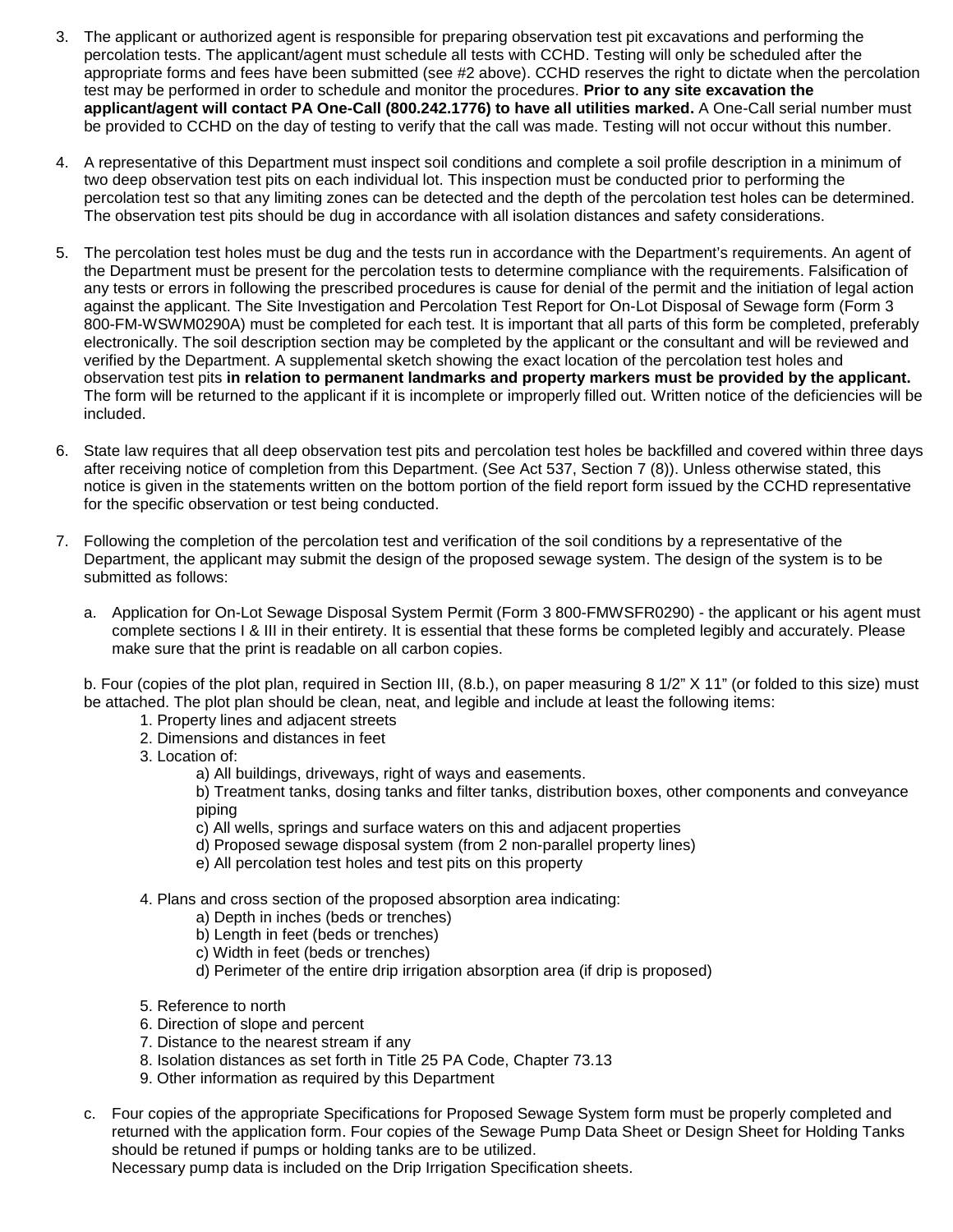3. The applicant or authorized agent is responsible for preparing observation test pit excavations and performing the percolation tests. The applicant/agent must schedule all tests with CCHD. Testing will only be scheduled after the appropriate forms and fees have been submitted (see #2 above). CCHD reserves the right to dictate when the percolation test may be performed in order to schedule and monitor the procedures. **Prior to any site excavation the applicant/agent will contact PA One-Call (800.242.1776) to have all utilities marked.** A One-Call serial number must be provided to CCHD on the day of testing to verify that the call was made. Testing will not occur without this number.

4. A representative of this Department must inspect soil conditions and complete a soil profile description in a minimum of two deep observation test pits on each individual lot. This inspection must be conducted prior to performing the percolation test so that any limiting zones can be detected and the depth of the percolation test holes can be determined. The observation test pits should be dug in accordance with all isolation distances and safety considerations.

5. The percolation test holes must be dug and the tests run in accordance with the Department's requirements. An agent of the Department must be present for the percolation tests to determine compliance with the requirements. Falsification of any tests or errors in following the prescribed procedures is cause for denial of the permit and the initiation of legal action against the applicant. The Site Investigation and Percolation Test Report for On-Lot Disposal of Sewage form (Form 3 800-FM-WSWM0290A) must be completed for each test. It is important that all parts of this form be completed, preferably electronically. The soil description section may be completed by the applicant or the consultant and will be reviewed and verified by the Department. A supplemental sketch showing the exact location of the percolation test holes and observation test pits **in relation to permanent landmarks and property markers must be provided by the applicant.** The form will be returned to the applicant if it is incomplete or improperly filled out. Written notice of the deficiencies will be included.

6. State law requires that all deep observation test pits and percolation test holes be backfilled and covered within three days after receiving notice of completion from this Department. (See Act 537, Section 7 (8)). Unless otherwise stated, this notice is given in the statements written on the bottom portion of the field report form issued by the CCHD representative for the specific observation or test being conducted.

7. Following the completion of the percolation test and verification of the soil conditions by a representative of the Department, the applicant may submit the design of the proposed sewage system. The design of the system is to be submitted as follows:

   a. Application for On-Lot Sewage Disposal System Permit (Form 3 800-FMWSFR0290) - the applicant or his agent must complete sections I & III in their entirety. It is essential that these forms be completed legibly and accurately. Please make sure that the print is readable on all carbon copies.

   b. Four (copies of the plot plan, required in Section III, (8.b.), on paper measuring 8 1/2" X 11" (or folded to this size) must be attached. The plot plan should be clean, neat, and legible and include at least the following items:

      1. Property lines and adjacent streets
      2. Dimensions and distances in feet
      3. Location of:
         a) All buildings, driveways, right of ways and easements.
         b) Treatment tanks, dosing tanks and filter tanks, distribution boxes, other components and conveyance piping
         c) All wells, springs and surface waters on this and adjacent properties
         d) Proposed sewage disposal system (from 2 non-parallel property lines)
         e) All percolation test holes and test pits on this property
      4. Plans and cross section of the proposed absorption area indicating:
         a) Depth in inches (beds or trenches)
         b) Length in feet (beds or trenches)
         c) Width in feet (beds or trenches)
         d) Perimeter of the entire drip irrigation absorption area (if drip is proposed)
      5. Reference to north
      6. Direction of slope and percent
      7. Distance to the nearest stream if any
      8. Isolation distances as set forth in Title 25 PA Code, Chapter 73.13
      9. Other information as required by this Department

   c. Four copies of the appropriate Specifications for Proposed Sewage System form must be properly completed and returned with the application form. Four copies of the Sewage Pump Data Sheet or Design Sheet for Holding Tanks should be retuned if pumps or holding tanks are to be utilized.
   Necessary pump data is included on the Drip Irrigation Specification sheets.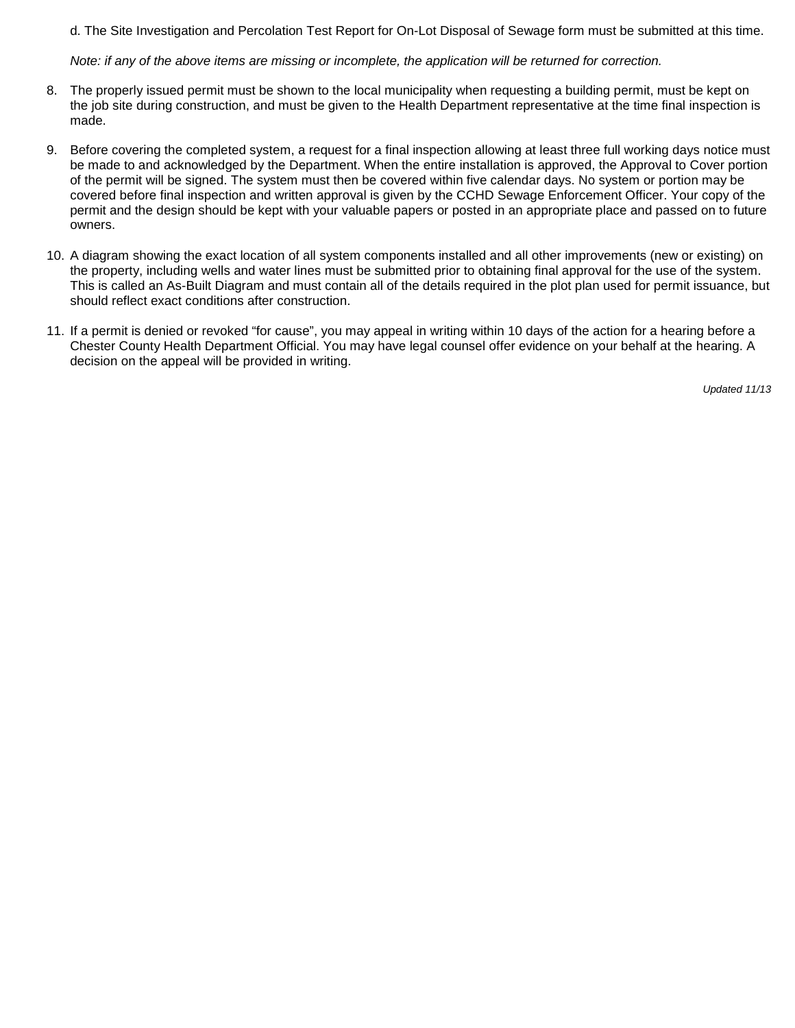d. The Site Investigation and Percolation Test Report for On-Lot Disposal of Sewage form must be submitted at this time.

*Note: if any of the above items are missing or incomplete, the application will be returned for correction.*

8. The properly issued permit must be shown to the local municipality when requesting a building permit, must be kept on the job site during construction, and must be given to the Health Department representative at the time final inspection is made.

9. Before covering the completed system, a request for a final inspection allowing at least three full working days notice must be made to and acknowledged by the Department. When the entire installation is approved, the Approval to Cover portion of the permit will be signed. The system must then be covered within five calendar days. No system or portion may be covered before final inspection and written approval is given by the CCHD Sewage Enforcement Officer. Your copy of the permit and the design should be kept with your valuable papers or posted in an appropriate place and passed on to future owners.

10. A diagram showing the exact location of all system components installed and all other improvements (new or existing) on the property, including wells and water lines must be submitted prior to obtaining final approval for the use of the system. This is called an As-Built Diagram and must contain all of the details required in the plot plan used for permit issuance, but should reflect exact conditions after construction.

11. If a permit is denied or revoked "for cause", you may appeal in writing within 10 days of the action for a hearing before a Chester County Health Department Official. You may have legal counsel offer evidence on your behalf at the hearing. A decision on the appeal will be provided in writing.

*Updated 11/13*